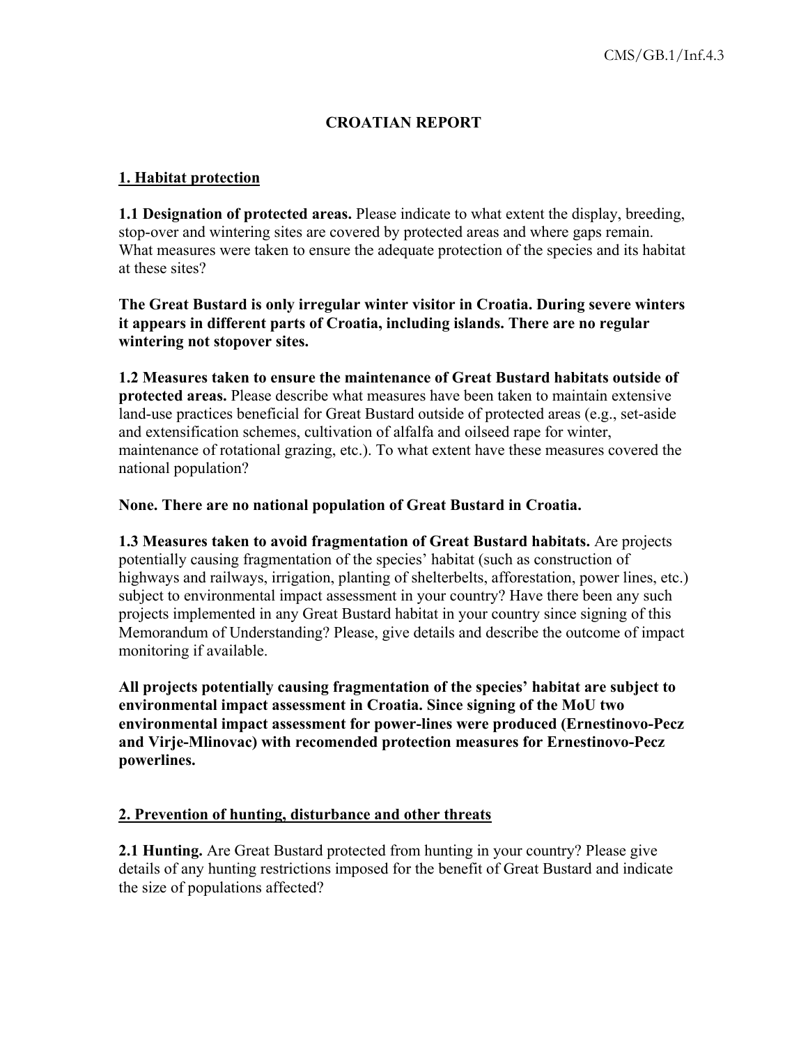# CROATIAN REPORT

## 1. Habitat protection

**1.1 Designation of protected areas.** Please indicate to what extent the display, breeding, stop-over and wintering sites are covered by protected areas and where gaps remain. What measures were taken to ensure the adequate protection of the species and its habitat at these sites?

**The Great Bustard is only irregular winter visitor in Croatia. During severe winters it appears in different parts of Croatia, including islands. There are no regular wintering not stopover sites.**

**1.2 Measures taken to ensure the maintenance of Great Bustard habitats outside of protected areas.** Please describe what measures have been taken to maintain extensive land-use practices beneficial for Great Bustard outside of protected areas (e.g., set-aside and extensification schemes, cultivation of alfalfa and oilseed rape for winter, maintenance of rotational grazing, etc.). To what extent have these measures covered the national population?

**None. There are no national population of Great Bustard in Croatia.**

**1.3 Measures taken to avoid fragmentation of Great Bustard habitats.** Are projects potentially causing fragmentation of the species' habitat (such as construction of highways and railways, irrigation, planting of shelterbelts, afforestation, power lines, etc.) subject to environmental impact assessment in your country? Have there been any such projects implemented in any Great Bustard habitat in your country since signing of this Memorandum of Understanding? Please, give details and describe the outcome of impact monitoring if available.

**All projects potentially causing fragmentation of the species' habitat are subject to environmental impact assessment in Croatia. Since signing of the MoU two environmental impact assessment for power-lines were produced (Ernestinovo-Pecz and Virje-Mlinovac) with recomended protection measures for Ernestinovo-Pecz powerlines.**

## 2. Prevention of hunting, disturbance and other threats

**2.1 Hunting.** Are Great Bustard protected from hunting in your country? Please give details of any hunting restrictions imposed for the benefit of Great Bustard and indicate the size of populations affected?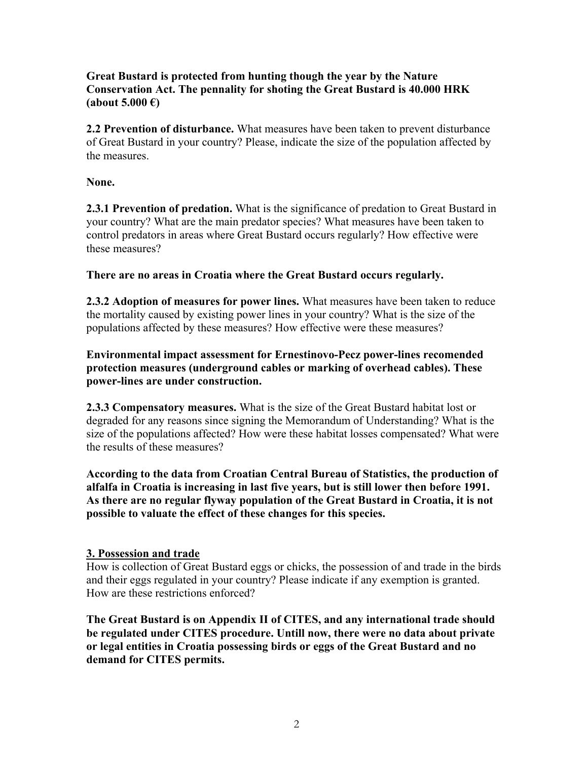**Great Bustard is protected from hunting though the year by the Nature Conservation Act. The pennality for shoting the Great Bustard is 40.000 HRK (about 5.000 €)**

**2.2 Prevention of disturbance.** What measures have been taken to prevent disturbance of Great Bustard in your country? Please, indicate the size of the population affected by the measures.

**None.**

**2.3.1 Prevention of predation.** What is the significance of predation to Great Bustard in your country? What are the main predator species? What measures have been taken to control predators in areas where Great Bustard occurs regularly? How effective were these measures?

**There are no areas in Croatia where the Great Bustard occurs regularly.**

**2.3.2 Adoption of measures for power lines.** What measures have been taken to reduce the mortality caused by existing power lines in your country? What is the size of the populations affected by these measures? How effective were these measures?

**Environmental impact assessment for Ernestinovo-Pecz power-lines recomended protection measures (underground cables or marking of overhead cables). These power-lines are under construction.**

**2.3.3 Compensatory measures.** What is the size of the Great Bustard habitat lost or degraded for any reasons since signing the Memorandum of Understanding? What is the size of the populations affected? How were these habitat losses compensated? What were the results of these measures?

**According to the data from Croatian Central Bureau of Statistics, the production of alfalfa in Croatia is increasing in last five years, but is still lower then before 1991. As there are no regular flyway population of the Great Bustard in Croatia, it is not possible to valuate the effect of these changes for this species.**

## 3. Possession and trade

How is collection of Great Bustard eggs or chicks, the possession of and trade in the birds and their eggs regulated in your country? Please indicate if any exemption is granted. How are these restrictions enforced?

**The Great Bustard is on Appendix II of CITES, and any international trade should be regulated under CITES procedure. Untill now, there were no data about private or legal entities in Croatia possessing birds or eggs of the Great Bustard and no demand for CITES permits.**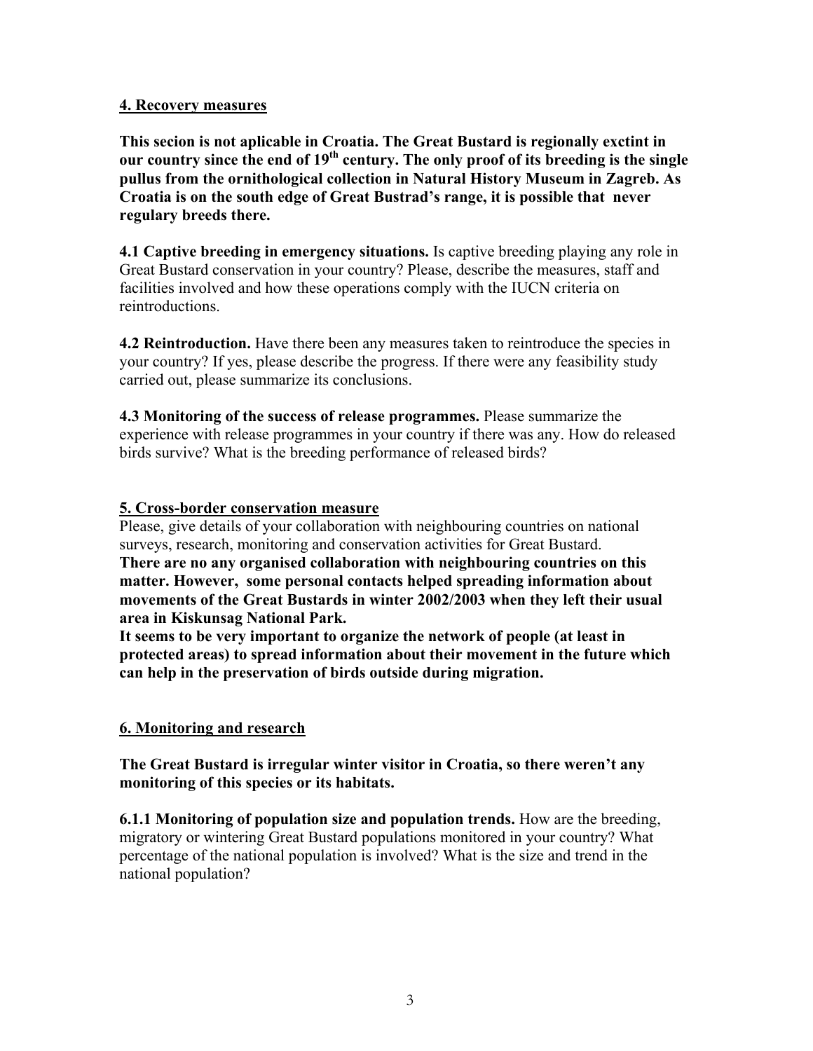## 4. Recovery measures

**This secion is not aplicable in Croatia. The Great Bustard is regionally exctint in our country since the end of 19th century. The only proof of its breeding is the single pullus from the ornithological collection in Natural History Museum in Zagreb. As Croatia is on the south edge of Great Bustrad's range, it is possible that never regulary breeds there.**

**4.1 Captive breeding in emergency situations.** Is captive breeding playing any role in Great Bustard conservation in your country? Please, describe the measures, staff and facilities involved and how these operations comply with the IUCN criteria on reintroductions.

**4.2 Reintroduction.** Have there been any measures taken to reintroduce the species in your country? If yes, please describe the progress. If there were any feasibility study carried out, please summarize its conclusions.

**4.3 Monitoring of the success of release programmes.** Please summarize the experience with release programmes in your country if there was any. How do released birds survive? What is the breeding performance of released birds?

## 5. Cross-border conservation measure

Please, give details of your collaboration with neighbouring countries on national surveys, research, monitoring and conservation activities for Great Bustard.

**There are no any organised collaboration with neighbouring countries on this matter. However, some personal contacts helped spreading information about movements of the Great Bustards in winter 2002/2003 when they left their usual area in Kiskunsag National Park.**

**It seems to be very important to organize the network of people (at least in protected areas) to spread information about their movement in the future which can help in the preservation of birds outside during migration.**

## 6. Monitoring and research

**The Great Bustard is irregular winter visitor in Croatia, so there weren't any monitoring of this species or its habitats.**

**6.1.1 Monitoring of population size and population trends.** How are the breeding, migratory or wintering Great Bustard populations monitored in your country? What percentage of the national population is involved? What is the size and trend in the national population?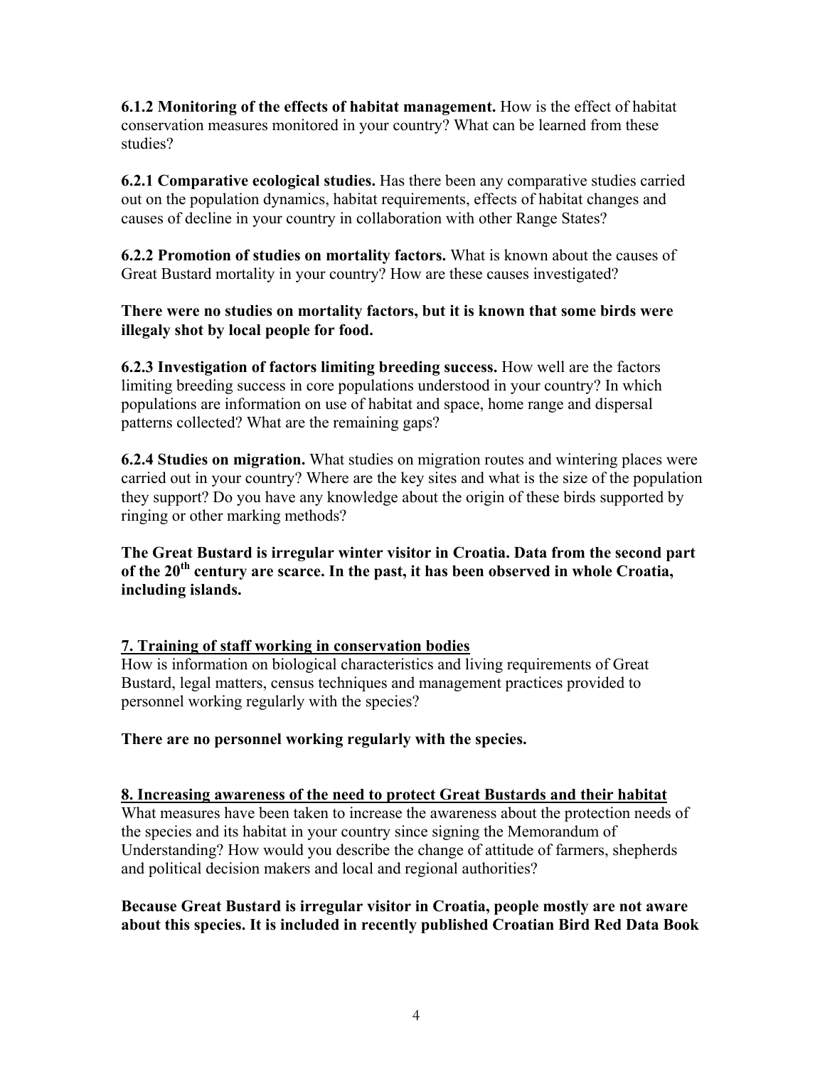**6.1.2 Monitoring of the effects of habitat management.** How is the effect of habitat conservation measures monitored in your country? What can be learned from these studies?

**6.2.1 Comparative ecological studies.** Has there been any comparative studies carried out on the population dynamics, habitat requirements, effects of habitat changes and causes of decline in your country in collaboration with other Range States?

**6.2.2 Promotion of studies on mortality factors.** What is known about the causes of Great Bustard mortality in your country? How are these causes investigated?

**There were no studies on mortality factors, but it is known that some birds were illegaly shot by local people for food.**

**6.2.3 Investigation of factors limiting breeding success.** How well are the factors limiting breeding success in core populations understood in your country? In which populations are information on use of habitat and space, home range and dispersal patterns collected? What are the remaining gaps?

**6.2.4 Studies on migration.** What studies on migration routes and wintering places were carried out in your country? Where are the key sites and what is the size of the population they support? Do you have any knowledge about the origin of these birds supported by ringing or other marking methods?

**The Great Bustard is irregular winter visitor in Croatia. Data from the second part of the 20th century are scarce. In the past, it has been observed in whole Croatia, including islands.**

## 7. Training of staff working in conservation bodies

How is information on biological characteristics and living requirements of Great Bustard, legal matters, census techniques and management practices provided to personnel working regularly with the species?

**There are no personnel working regularly with the species.**

## 8. Increasing awareness of the need to protect Great Bustards and their habitat

What measures have been taken to increase the awareness about the protection needs of the species and its habitat in your country since signing the Memorandum of Understanding? How would you describe the change of attitude of farmers, shepherds and political decision makers and local and regional authorities?

**Because Great Bustard is irregular visitor in Croatia, people mostly are not aware about this species. It is included in recently published Croatian Bird Red Data Book**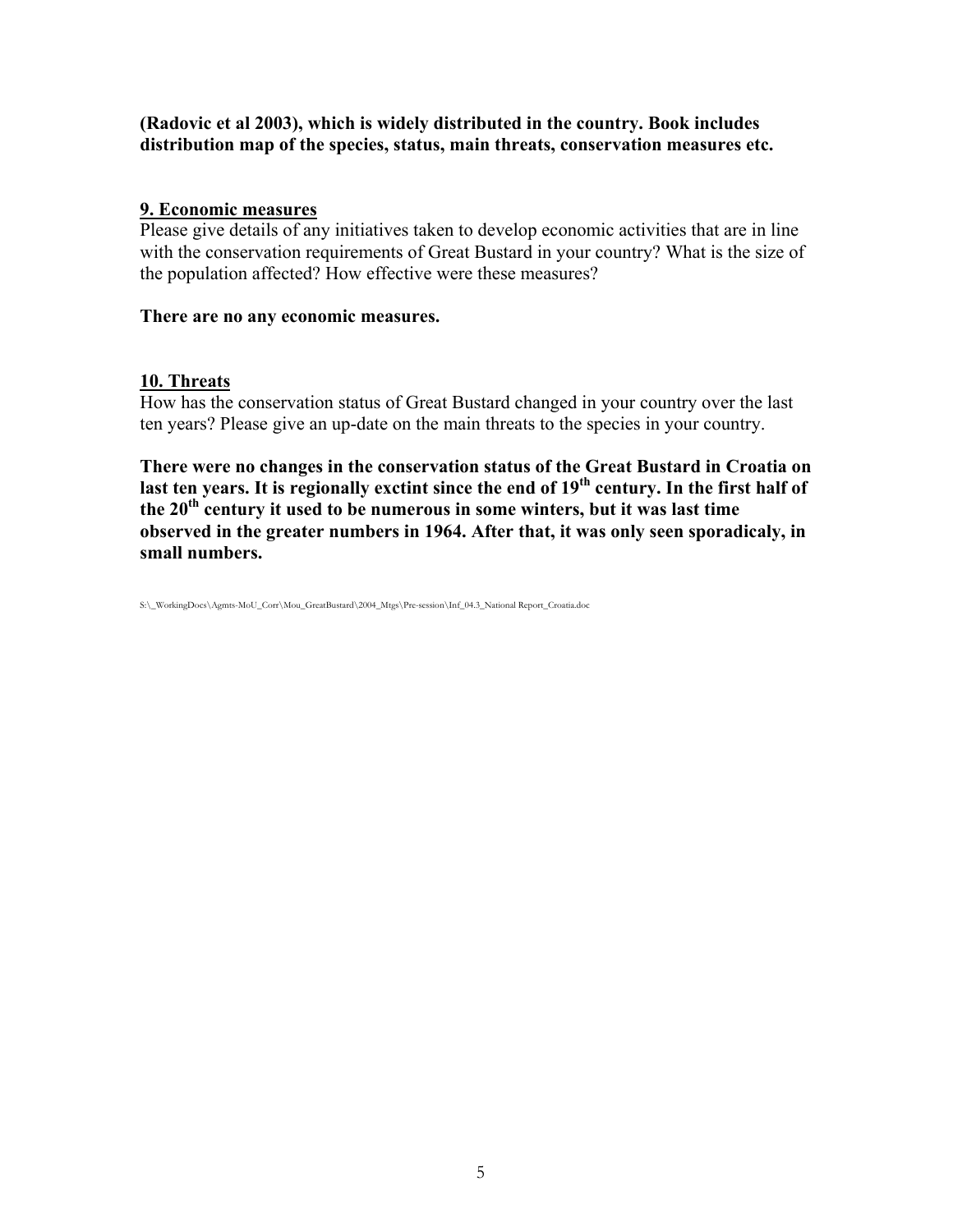**(Radovic et al 2003), which is widely distributed in the country. Book includes distribution map of the species, status, main threats, conservation measures etc.**

## 9. Economic measures

Please give details of any initiatives taken to develop economic activities that are in line with the conservation requirements of Great Bustard in your country? What is the size of the population affected? How effective were these measures?

**There are no any economic measures.**

## 10. Threats

How has the conservation status of Great Bustard changed in your country over the last ten years? Please give an up-date on the main threats to the species in your country.

**There were no changes in the conservation status of the Great Bustard in Croatia on last ten years. It is regionally exctint since the end of 19th century. In the first half of the 20th century it used to be numerous in some winters, but it was last time observed in the greater numbers in 1964. After that, it was only seen sporadicaly, in small numbers.**

S:\_WorkingDocs\Agmts-MoU_Corr\Mou_GreatBustard\2004_Mtgs\Pre-session\Inf_04.3_National Report_Croatia.doc